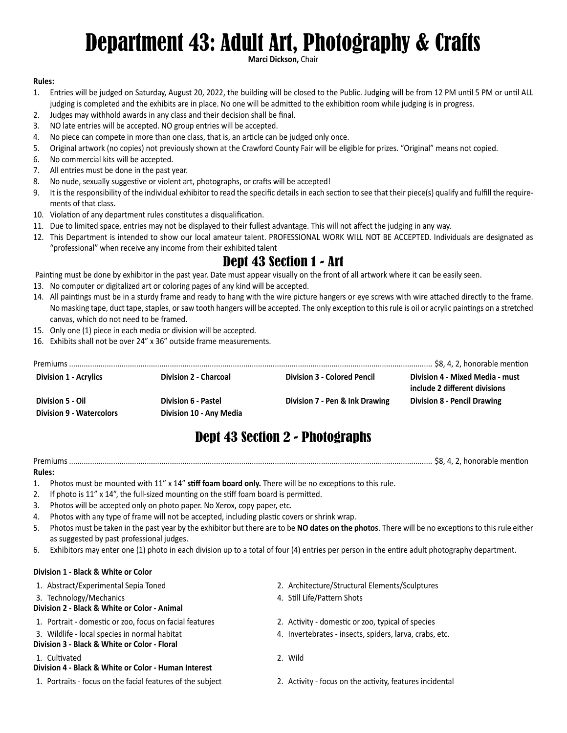# Department 43: Adult Art, Photography & Crafts

**Marci Dickson,** Chair

**Rules:**

1. Entries will be judged on Saturday, August 20, 2022, the building will be closed to the Public. Judging will be from 12 PM until 5 PM or until ALL judging is completed and the exhibits are in place. No one will be admitted to the exhibition room while judging is in progress.
2. Judges may withhold awards in any class and their decision shall be final.
3. NO late entries will be accepted. NO group entries will be accepted.
4. No piece can compete in more than one class, that is, an article can be judged only once.
5. Original artwork (no copies) not previously shown at the Crawford County Fair will be eligible for prizes. "Original" means not copied.
6. No commercial kits will be accepted.
7. All entries must be done in the past year.
8. No nude, sexually suggestive or violent art, photographs, or crafts will be accepted!
9. It is the responsibility of the individual exhibitor to read the specific details in each section to see that their piece(s) qualify and fulfill the requirements of that class.
10. Violation of any department rules constitutes a disqualification.
11. Due to limited space, entries may not be displayed to their fullest advantage. This will not affect the judging in any way.
12. This Department is intended to show our local amateur talent. PROFESSIONAL WORK WILL NOT BE ACCEPTED. Individuals are designated as "professional" when receive any income from their exhibited talent

## Dept 43 Section 1 - Art

Painting must be done by exhibitor in the past year. Date must appear visually on the front of all artwork where it can be easily seen.

13. No computer or digitalized art or coloring pages of any kind will be accepted.
14. All paintings must be in a sturdy frame and ready to hang with the wire picture hangers or eye screws with wire attached directly to the frame. No masking tape, duct tape, staples, or saw tooth hangers will be accepted. The only exception to this rule is oil or acrylic paintings on a stretched canvas, which do not need to be framed.
15. Only one (1) piece in each media or division will be accepted.
16. Exhibits shall not be over 24" x 36" outside frame measurements.

Premiums ........................................................................ $8, 4, 2, honorable mention

**Division 1 - Acrylics**

**Division 2 - Charcoal**

**Division 3 - Colored Pencil**

**Division 4 - Mixed Media - must include 2 different divisions**

**Division 5 - Oil**

**Division 6 - Pastel**

**Division 7 - Pen & Ink Drawing**

**Division 8 - Pencil Drawing**

**Division 9 - Watercolors**

**Division 10 - Any Media**

## Dept 43 Section 2 - Photographs

Premiums ........................................................................ $8, 4, 2, honorable mention

**Rules:**

1. Photos must be mounted with 11" x 14" **stiff foam board only.** There will be no exceptions to this rule.
2. If photo is 11" x 14", the full-sized mounting on the stiff foam board is permitted.
3. Photos will be accepted only on photo paper. No Xerox, copy paper, etc.
4. Photos with any type of frame will not be accepted, including plastic covers or shrink wrap.
5. Photos must be taken in the past year by the exhibitor but there are to be **NO dates on the photos**. There will be no exceptions to this rule either as suggested by past professional judges.
6. Exhibitors may enter one (1) photo in each division up to a total of four (4) entries per person in the entire adult photography department.

**Division 1 - Black & White or Color**

1. Abstract/Experimental Sepia Toned
2. Architecture/Structural Elements/Sculptures
3. Technology/Mechanics
4. Still Life/Pattern Shots

**Division 2 - Black & White or Color - Animal**

1. Portrait - domestic or zoo, focus on facial features
2. Activity - domestic or zoo, typical of species
3. Wildlife - local species in normal habitat
4. Invertebrates - insects, spiders, larva, crabs, etc.

**Division 3 - Black & White or Color - Floral**

1. Cultivated
2. Wild

**Division 4 - Black & White or Color - Human Interest**

1. Portraits - focus on the facial features of the subject
2. Activity - focus on the activity, features incidental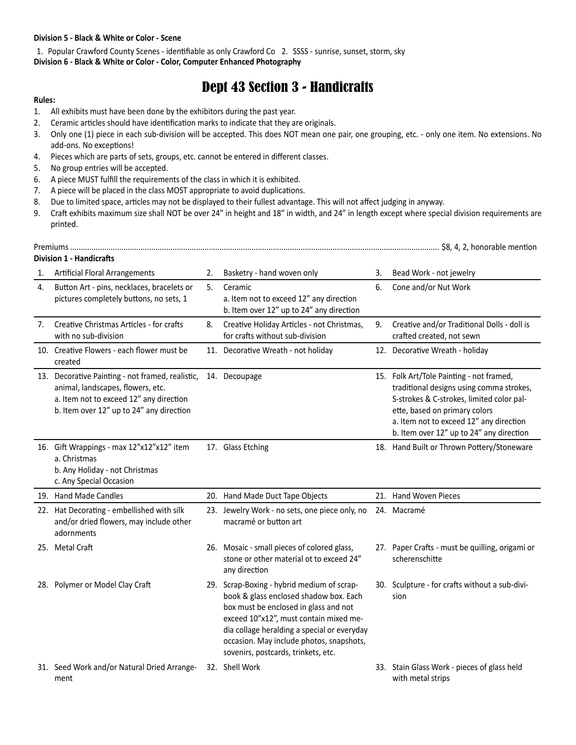**Division 5 - Black & White or Color - Scene**

1. Popular Crawford County Scenes - identifiable as only Crawford Co 2. SSSS - sunrise, sunset, storm, sky

**Division 6 - Black & White or Color - Color, Computer Enhanced Photography**

# Dept 43 Section 3 - Handicrafts

**Rules:**

1. All exhibits must have been done by the exhibitors during the past year.
2. Ceramic articles should have identification marks to indicate that they are originals.
3. Only one (1) piece in each sub-division will be accepted. This does NOT mean one pair, one grouping, etc. - only one item. No extensions. No add-ons. No exceptions!
4. Pieces which are parts of sets, groups, etc. cannot be entered in different classes.
5. No group entries will be accepted.
6. A piece MUST fulfill the requirements of the class in which it is exhibited.
7. A piece will be placed in the class MOST appropriate to avoid duplications.
8. Due to limited space, articles may not be displayed to their fullest advantage. This will not affect judging in anyway.
9. Craft exhibits maximum size shall NOT be over 24" in height and 18" in width, and 24" in length except where special division requirements are printed.

Premiums ........................................................................................ $8, 4, 2, honorable mention

**Division 1 - Handicrafts**

1. Artificial Floral Arrangements
2. Basketry - hand woven only
3. Bead Work - not jewelry
4. Button Art - pins, necklaces, bracelets or pictures completely buttons, no sets, 1
5. Ceramic
   a. Item not to exceed 12" any direction
   b. Item over 12" up to 24" any direction
6. Cone and/or Nut Work
7. Creative Christmas Articles - for crafts with no sub-division
8. Creative Holiday Articles - not Christmas, for crafts without sub-division
9. Creative and/or Traditional Dolls - doll is crafted created, not sewn
10. Creative Flowers - each flower must be created
11. Decorative Wreath - not holiday
12. Decorative Wreath - holiday
13. Decorative Painting - not framed, realistic, animal, landscapes, flowers, etc.
    a. Item not to exceed 12" any direction
    b. Item over 12" up to 24" any direction
14. Decoupage
15. Folk Art/Tole Painting - not framed, traditional designs using comma strokes, S-strokes & C-strokes, limited color palette, based on primary colors
    a. Item not to exceed 12" any direction
    b. Item over 12" up to 24" any direction
16. Gift Wrappings - max 12"x12"x12" item
    a. Christmas
    b. Any Holiday - not Christmas
    c. Any Special Occasion
17. Glass Etching
18. Hand Built or Thrown Pottery/Stoneware
19. Hand Made Candles
20. Hand Made Duct Tape Objects
21. Hand Woven Pieces
22. Hat Decorating - embellished with silk and/or dried flowers, may include other adornments
23. Jewelry Work - no sets, one piece only, no macramé or button art
24. Macramé
25. Metal Craft
26. Mosaic - small pieces of colored glass, stone or other material ot to exceed 24" any direction
27. Paper Crafts - must be quilling, origami or scherenschitte
28. Polymer or Model Clay Craft
29. Scrap-Boxing - hybrid medium of scrapbook & glass enclosed shadow box. Each box must be enclosed in glass and not exceed 10"x12", must contain mixed media collage heralding a special or everyday occasion. May include photos, snapshots, sovenirs, postcards, trinkets, etc.
30. Sculpture - for crafts without a sub-division
31. Seed Work and/or Natural Dried Arrangement
32. Shell Work
33. Stain Glass Work - pieces of glass held with metal strips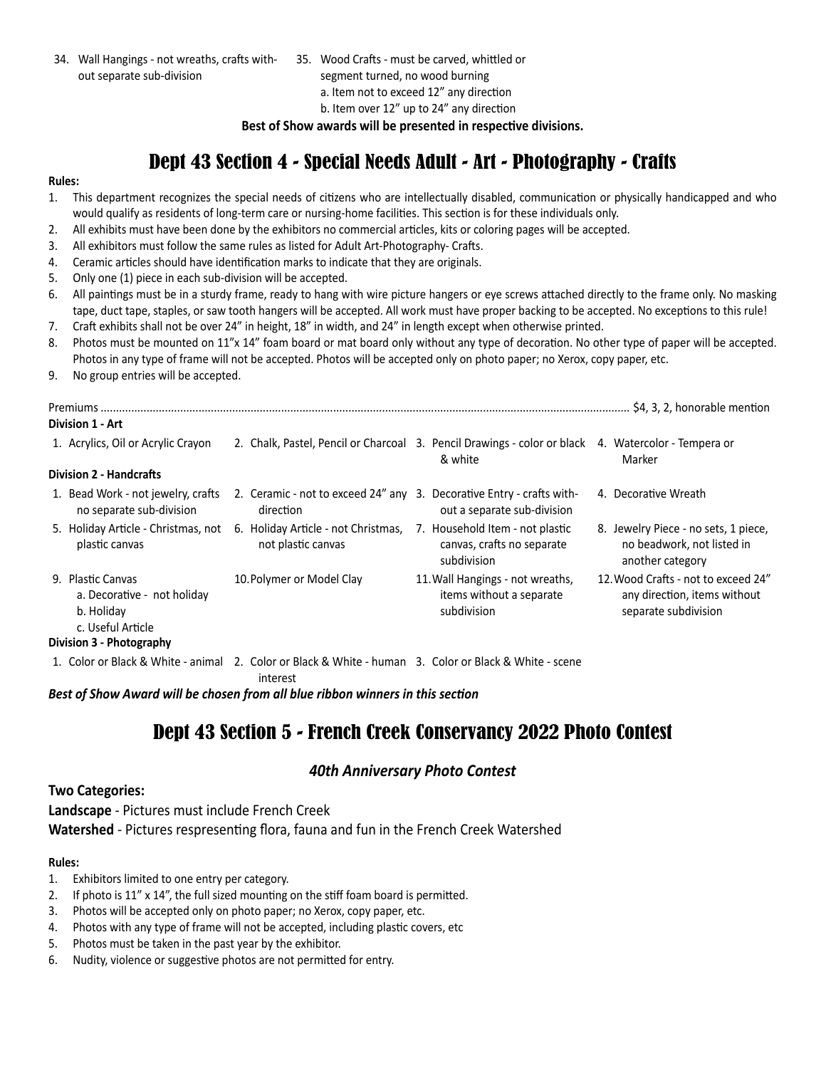34. Wall Hangings - not wreaths, crafts without separate sub-division
35. Wood Crafts - must be carved, whittled or segment turned, no wood burning
    a. Item not to exceed 12" any direction
    b. Item over 12" up to 24" any direction

**Best of Show awards will be presented in respective divisions.**

# Dept 43 Section 4 - Special Needs Adult - Art - Photography - Crafts

**Rules:**

1. This department recognizes the special needs of citizens who are intellectually disabled, communication or physically handicapped and who would qualify as residents of long-term care or nursing-home facilities. This section is for these individuals only.
2. All exhibits must have been done by the exhibitors no commercial articles, kits or coloring pages will be accepted.
3. All exhibitors must follow the same rules as listed for Adult Art-Photography- Crafts.
4. Ceramic articles should have identification marks to indicate that they are originals.
5. Only one (1) piece in each sub-division will be accepted.
6. All paintings must be in a sturdy frame, ready to hang with wire picture hangers or eye screws attached directly to the frame only. No masking tape, duct tape, staples, or saw tooth hangers will be accepted. All work must have proper backing to be accepted. No exceptions to this rule!
7. Craft exhibits shall not be over 24" in height, 18" in width, and 24" in length except when otherwise printed.
8. Photos must be mounted on 11"x 14" foam board or mat board only without any type of decoration. No other type of paper will be accepted. Photos in any type of frame will not be accepted. Photos will be accepted only on photo paper; no Xerox, copy paper, etc.
9. No group entries will be accepted.

Premiums .......................................................... $4, 3, 2, honorable mention

**Division 1 - Art**

1. Acrylics, Oil or Acrylic Crayon
2. Chalk, Pastel, Pencil or Charcoal
3. Pencil Drawings - color or black & white
4. Watercolor - Tempera or Marker

**Division 2 - Handcrafts**

1. Bead Work - not jewelry, crafts no separate sub-division
2. Ceramic - not to exceed 24" any direction
3. Decorative Entry - crafts without a separate sub-division
4. Decorative Wreath
5. Holiday Article - Christmas, not plastic canvas
6. Holiday Article - not Christmas, not plastic canvas
7. Household Item - not plastic canvas, crafts no separate subdivision
8. Jewelry Piece - no sets, 1 piece, no beadwork, not listed in another category
9. Plastic Canvas
    a. Decorative - not holiday
    b. Holiday
    c. Useful Article
10. Polymer or Model Clay
11. Wall Hangings - not wreaths, items without a separate subdivision
12. Wood Crafts - not to exceed 24" any direction, items without separate subdivision

**Division 3 - Photography**

1. Color or Black & White - animal
2. Color or Black & White - human interest
3. Color or Black & White - scene

***Best of Show Award will be chosen from all blue ribbon winners in this section***

# Dept 43 Section 5 - French Creek Conservancy 2022 Photo Contest

***40th Anniversary Photo Contest***

**Two Categories:**

**Landscape** - Pictures must include French Creek

**Watershed** - Pictures respresenting flora, fauna and fun in the French Creek Watershed

**Rules:**

1. Exhibitors limited to one entry per category.
2. If photo is 11" x 14", the full sized mounting on the stiff foam board is permitted.
3. Photos will be accepted only on photo paper; no Xerox, copy paper, etc.
4. Photos with any type of frame will not be accepted, including plastic covers, etc
5. Photos must be taken in the past year by the exhibitor.
6. Nudity, violence or suggestive photos are not permitted for entry.